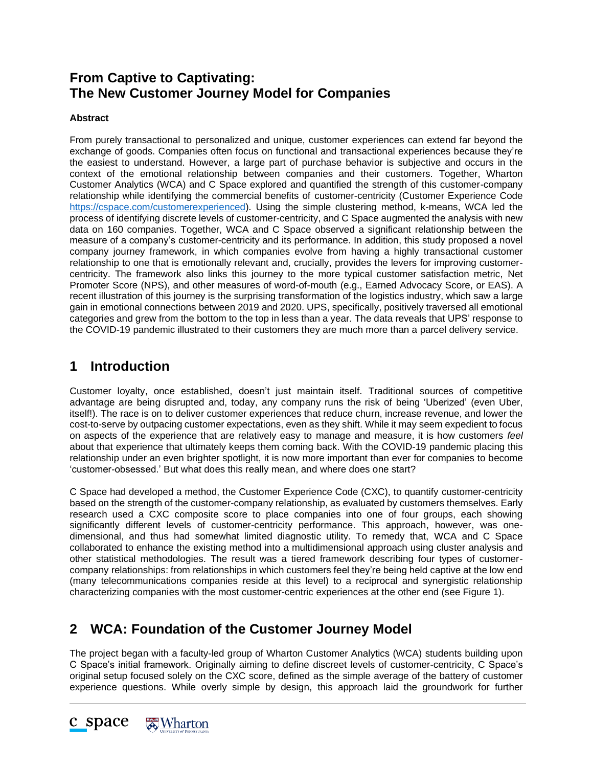# From Captive to Captivating: The New Customer Journey Model for Companies

**Abstract**

From purely transactional to personalized and unique, customer experiences can extend far beyond the exchange of goods. Companies often focus on functional and transactional experiences because they're the easiest to understand. However, a large part of purchase behavior is subjective and occurs in the context of the emotional relationship between companies and their customers. Together, Wharton Customer Analytics (WCA) and C Space explored and quantified the strength of this customer-company relationship while identifying the commercial benefits of customer-centricity (Customer Experience Code https://cspace.com/customerexperienced). Using the simple clustering method, k-means, WCA led the process of identifying discrete levels of customer-centricity, and C Space augmented the analysis with new data on 160 companies. Together, WCA and C Space observed a significant relationship between the measure of a company's customer-centricity and its performance. In addition, this study proposed a novel company journey framework, in which companies evolve from having a highly transactional customer relationship to one that is emotionally relevant and, crucially, provides the levers for improving customer-centricity. The framework also links this journey to the more typical customer satisfaction metric, Net Promoter Score (NPS), and other measures of word-of-mouth (e.g., Earned Advocacy Score, or EAS). A recent illustration of this journey is the surprising transformation of the logistics industry, which saw a large gain in emotional connections between 2019 and 2020. UPS, specifically, positively traversed all emotional categories and grew from the bottom to the top in less than a year. The data reveals that UPS' response to the COVID-19 pandemic illustrated to their customers they are much more than a parcel delivery service.

## 1 Introduction

Customer loyalty, once established, doesn't just maintain itself. Traditional sources of competitive advantage are being disrupted and, today, any company runs the risk of being 'Uberized' (even Uber, itself!). The race is on to deliver customer experiences that reduce churn, increase revenue, and lower the cost-to-serve by outpacing customer expectations, even as they shift. While it may seem expedient to focus on aspects of the experience that are relatively easy to manage and measure, it is how customers *feel* about that experience that ultimately keeps them coming back. With the COVID-19 pandemic placing this relationship under an even brighter spotlight, it is now more important than ever for companies to become 'customer-obsessed.' But what does this really mean, and where does one start?

C Space had developed a method, the Customer Experience Code (CXC), to quantify customer-centricity based on the strength of the customer-company relationship, as evaluated by customers themselves. Early research used a CXC composite score to place companies into one of four groups, each showing significantly different levels of customer-centricity performance. This approach, however, was one-dimensional, and thus had somewhat limited diagnostic utility. To remedy that, WCA and C Space collaborated to enhance the existing method into a multidimensional approach using cluster analysis and other statistical methodologies. The result was a tiered framework describing four types of customer-company relationships: from relationships in which customers feel they're being held captive at the low end (many telecommunications companies reside at this level) to a reciprocal and synergistic relationship characterizing companies with the most customer-centric experiences at the other end (see Figure 1).

## 2 WCA: Foundation of the Customer Journey Model

The project began with a faculty-led group of Wharton Customer Analytics (WCA) students building upon C Space's initial framework. Originally aiming to define discreet levels of customer-centricity, C Space's original setup focused solely on the CXC score, defined as the simple average of the battery of customer experience questions. While overly simple by design, this approach laid the groundwork for further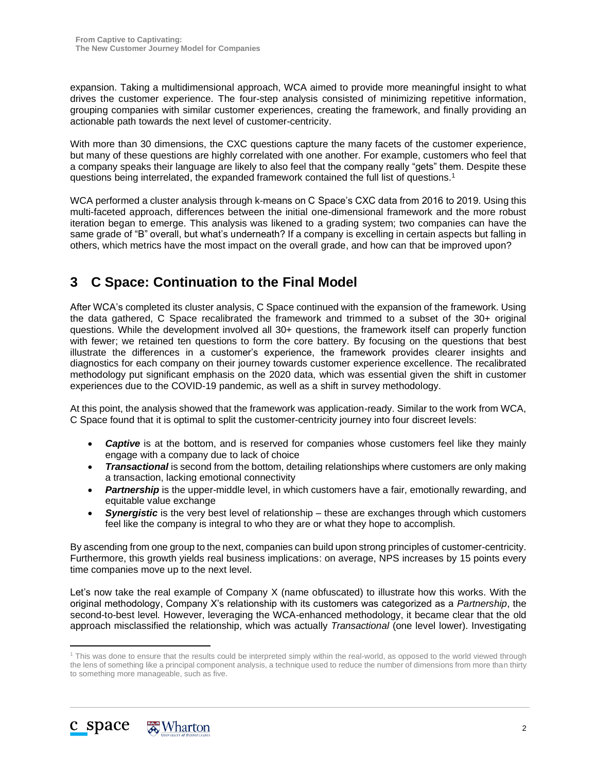expansion. Taking a multidimensional approach, WCA aimed to provide more meaningful insight to what drives the customer experience. The four-step analysis consisted of minimizing repetitive information, grouping companies with similar customer experiences, creating the framework, and finally providing an actionable path towards the next level of customer-centricity.

With more than 30 dimensions, the CXC questions capture the many facets of the customer experience, but many of these questions are highly correlated with one another. For example, customers who feel that a company speaks their language are likely to also feel that the company really "gets" them. Despite these questions being interrelated, the expanded framework contained the full list of questions.[1]

WCA performed a cluster analysis through k-means on C Space's CXC data from 2016 to 2019. Using this multi-faceted approach, differences between the initial one-dimensional framework and the more robust iteration began to emerge. This analysis was likened to a grading system; two companies can have the same grade of "B" overall, but what's underneath? If a company is excelling in certain aspects but falling in others, which metrics have the most impact on the overall grade, and how can that be improved upon?

## 3 C Space: Continuation to the Final Model

After WCA's completed its cluster analysis, C Space continued with the expansion of the framework. Using the data gathered, C Space recalibrated the framework and trimmed to a subset of the 30+ original questions. While the development involved all 30+ questions, the framework itself can properly function with fewer; we retained ten questions to form the core battery. By focusing on the questions that best illustrate the differences in a customer's experience, the framework provides clearer insights and diagnostics for each company on their journey towards customer experience excellence. The recalibrated methodology put significant emphasis on the 2020 data, which was essential given the shift in customer experiences due to the COVID-19 pandemic, as well as a shift in survey methodology.

At this point, the analysis showed that the framework was application-ready. Similar to the work from WCA, C Space found that it is optimal to split the customer-centricity journey into four discreet levels:

- ***Captive*** is at the bottom, and is reserved for companies whose customers feel like they mainly engage with a company due to lack of choice
- ***Transactional*** is second from the bottom, detailing relationships where customers are only making a transaction, lacking emotional connectivity
- ***Partnership*** is the upper-middle level, in which customers have a fair, emotionally rewarding, and equitable value exchange
- ***Synergistic*** is the very best level of relationship – these are exchanges through which customers feel like the company is integral to who they are or what they hope to accomplish.

By ascending from one group to the next, companies can build upon strong principles of customer-centricity. Furthermore, this growth yields real business implications: on average, NPS increases by 15 points every time companies move up to the next level.

Let's now take the real example of Company X (name obfuscated) to illustrate how this works. With the original methodology, Company X's relationship with its customers was categorized as a *Partnership*, the second-to-best level. However, leveraging the WCA-enhanced methodology, it became clear that the old approach misclassified the relationship, which was actually *Transactional* (one level lower). Investigating

[1] This was done to ensure that the results could be interpreted simply within the real-world, as opposed to the world viewed through the lens of something like a principal component analysis, a technique used to reduce the number of dimensions from more than thirty to something more manageable, such as five.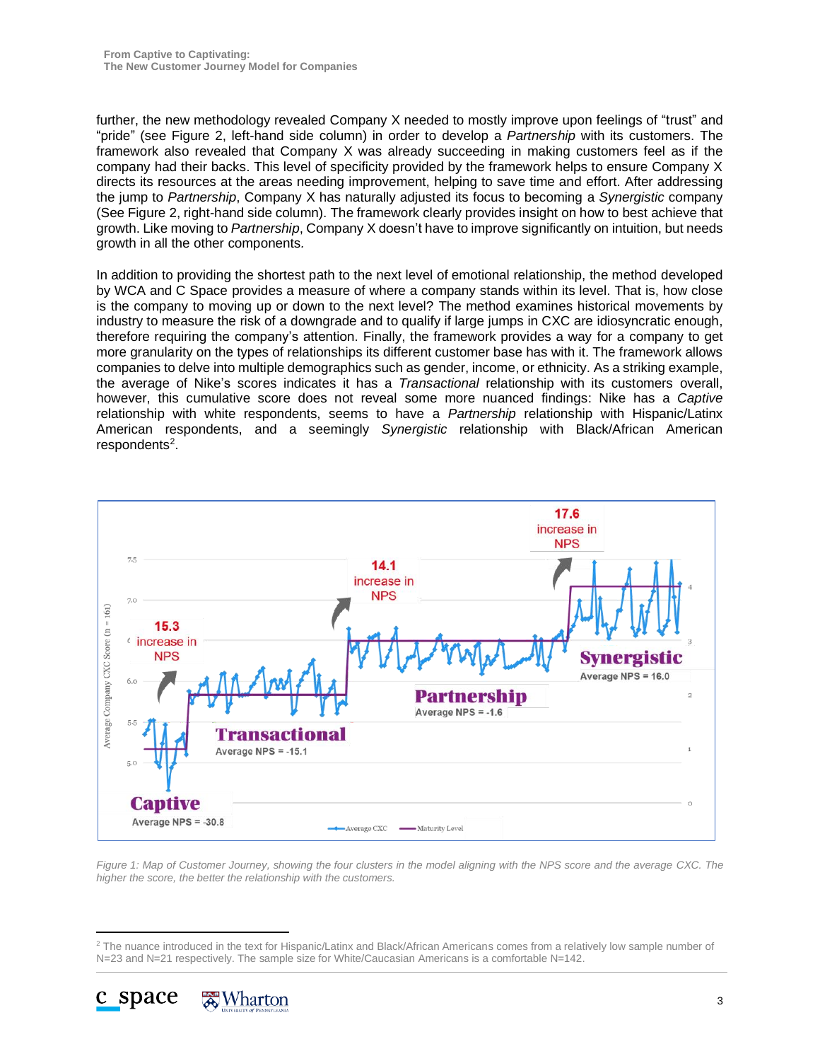further, the new methodology revealed Company X needed to mostly improve upon feelings of "trust" and "pride" (see Figure 2, left-hand side column) in order to develop a *Partnership* with its customers. The framework also revealed that Company X was already succeeding in making customers feel as if the company had their backs. This level of specificity provided by the framework helps to ensure Company X directs its resources at the areas needing improvement, helping to save time and effort. After addressing the jump to *Partnership*, Company X has naturally adjusted its focus to becoming a *Synergistic* company (See Figure 2, right-hand side column). The framework clearly provides insight on how to best achieve that growth. Like moving to *Partnership*, Company X doesn't have to improve significantly on intuition, but needs growth in all the other components.

In addition to providing the shortest path to the next level of emotional relationship, the method developed by WCA and C Space provides a measure of where a company stands within its level. That is, how close is the company to moving up or down to the next level? The method examines historical movements by industry to measure the risk of a downgrade and to qualify if large jumps in CXC are idiosyncratic enough, therefore requiring the company's attention. Finally, the framework provides a way for a company to get more granularity on the types of relationships its different customer base has with it. The framework allows companies to delve into multiple demographics such as gender, income, or ethnicity. As a striking example, the average of Nike's scores indicates it has a *Transactional* relationship with its customers overall, however, this cumulative score does not reveal some more nuanced findings: Nike has a *Captive* relationship with white respondents, seems to have a *Partnership* relationship with Hispanic/Latinx American respondents, and a seemingly *Synergistic* relationship with Black/African American respondents[2].

Average Company CXC Score (n = 161)

7.5
7.0
6.5
6.0
5.5
5.0

4
3
2
1
0

15.3 increase in NPS

14.1 increase in NPS

17.6 increase in NPS

Captive
Average NPS = -30.8

Transactional
Average NPS = -15.1

Partnership
Average NPS = -1.6

Synergistic
Average NPS = 16.0

Average CXC
Maturity Level

*Figure 1: Map of Customer Journey, showing the four clusters in the model aligning with the NPS score and the average CXC. The higher the score, the better the relationship with the customers.*

---

[2] The nuance introduced in the text for Hispanic/Latinx and Black/African Americans comes from a relatively low sample number of N=23 and N=21 respectively. The sample size for White/Caucasian Americans is a comfortable N=142.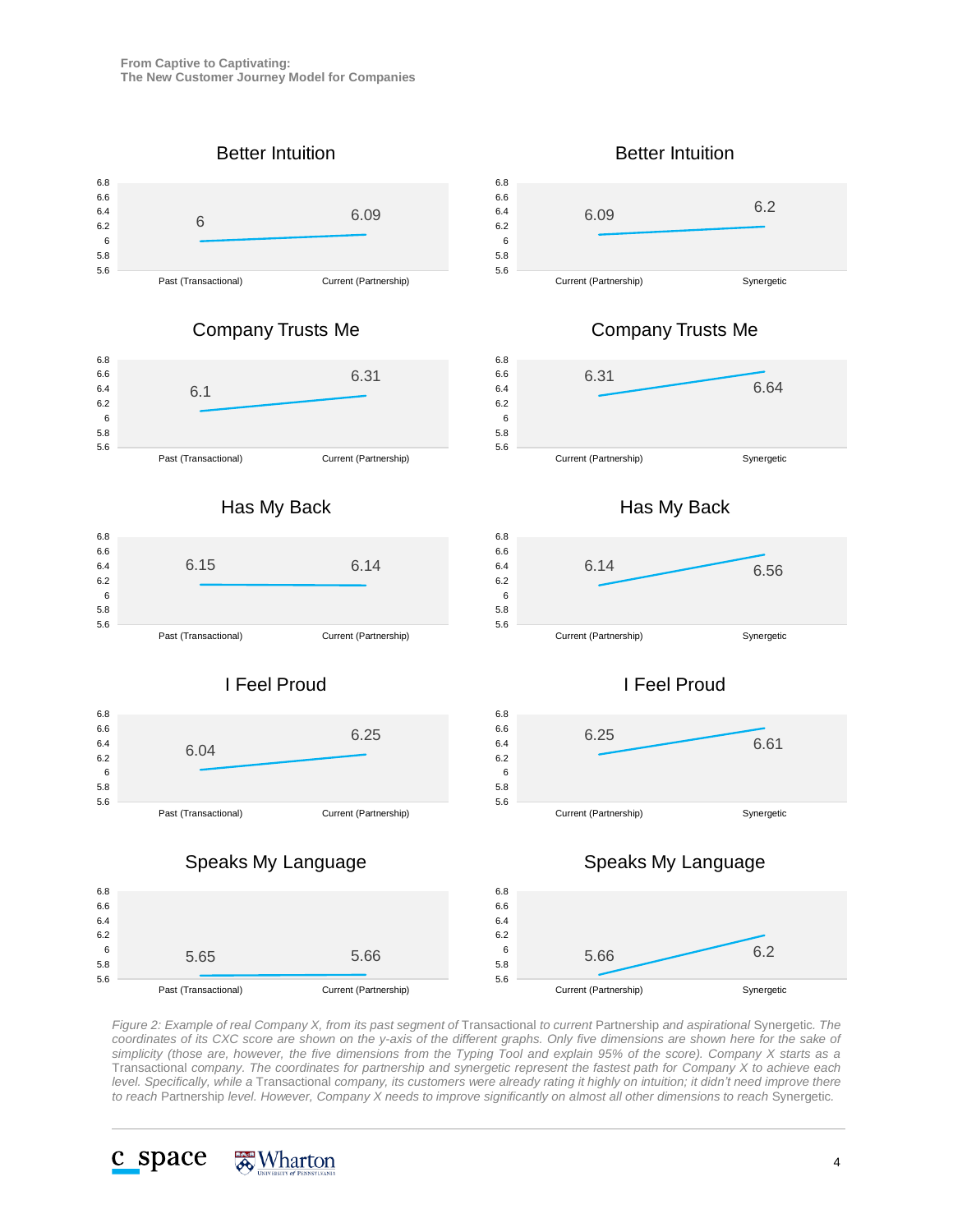Better Intuition

6.8
6.6
6.4
6.2
6
5.8
5.6

6
6.09

Past (Transactional)
Current (Partnership)

Better Intuition

6.8
6.6
6.4
6.2
6
5.8
5.6

6.09
6.2

Current (Partnership)
Synergetic

Company Trusts Me

6.8
6.6
6.4
6.2
6
5.8
5.6

6.1
6.31

Past (Transactional)
Current (Partnership)

Company Trusts Me

6.8
6.6
6.4
6.2
6
5.8
5.6

6.31
6.64

Current (Partnership)
Synergetic

Has My Back

6.8
6.6
6.4
6.2
6
5.8
5.6

6.15
6.14

Past (Transactional)
Current (Partnership)

Has My Back

6.8
6.6
6.4
6.2
6
5.8
5.6

6.14
6.56

Current (Partnership)
Synergetic

I Feel Proud

6.8
6.6
6.4
6.2
6
5.8
5.6

6.04
6.25

Past (Transactional)
Current (Partnership)

I Feel Proud

6.8
6.6
6.4
6.2
6
5.8
5.6

6.25
6.61

Current (Partnership)
Synergetic

Speaks My Language

6.8
6.6
6.4
6.2
6
5.8
5.6

5.65
5.66

Past (Transactional)
Current (Partnership)

Speaks My Language

6.8
6.6
6.4
6.2
6
5.8
5.6

5.66
6.2

Current (Partnership)
Synergetic

*Figure 2: Example of real Company X, from its past segment of* Transactional *to current* Partnership *and aspirational* Synergetic*. The coordinates of its CXC score are shown on the y-axis of the different graphs. Only five dimensions are shown here for the sake of simplicity (those are, however, the five dimensions from the Typing Tool and explain 95% of the score). Company X starts as a* Transactional *company. The coordinates for partnership and synergetic represent the fastest path for Company X to achieve each level. Specifically, while a* Transactional *company, its customers were already rating it highly on intuition; it didn't need improve there to reach* Partnership *level. However, Company X needs to improve significantly on almost all other dimensions to reach* Synergetic*.*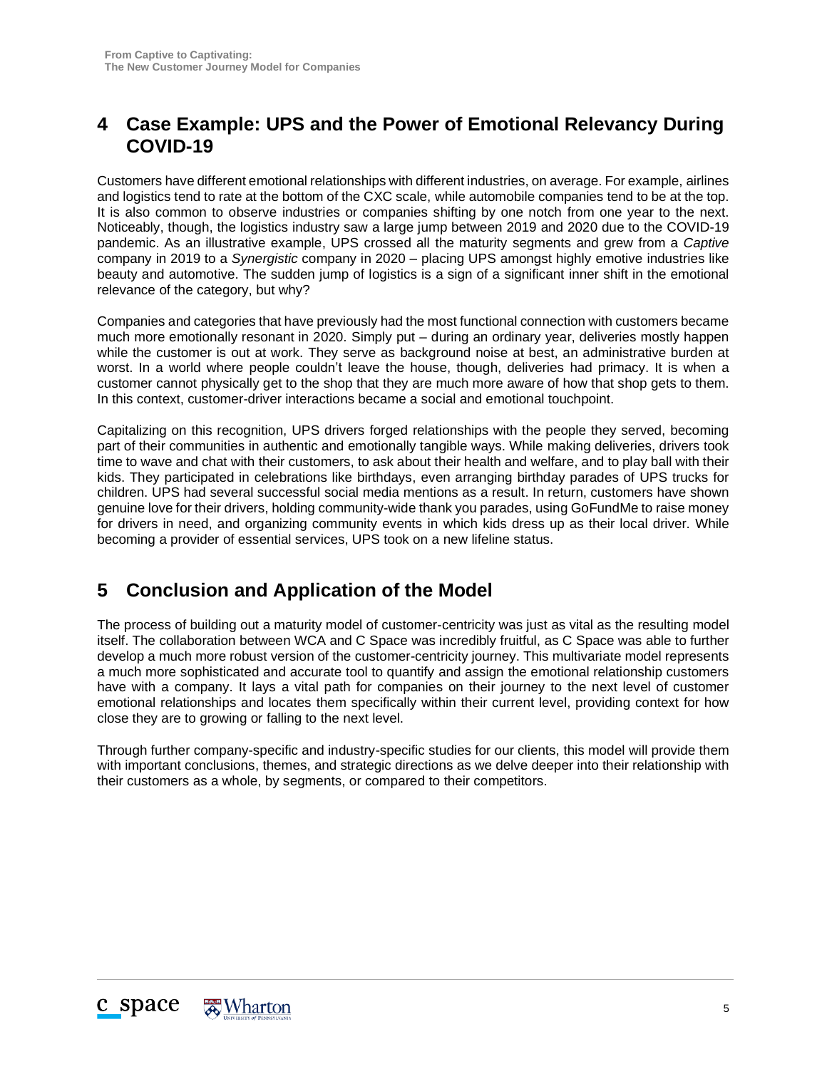## 4 Case Example: UPS and the Power of Emotional Relevancy During COVID-19

Customers have different emotional relationships with different industries, on average. For example, airlines and logistics tend to rate at the bottom of the CXC scale, while automobile companies tend to be at the top. It is also common to observe industries or companies shifting by one notch from one year to the next. Noticeably, though, the logistics industry saw a large jump between 2019 and 2020 due to the COVID-19 pandemic. As an illustrative example, UPS crossed all the maturity segments and grew from a *Captive* company in 2019 to a *Synergistic* company in 2020 – placing UPS amongst highly emotive industries like beauty and automotive. The sudden jump of logistics is a sign of a significant inner shift in the emotional relevance of the category, but why?

Companies and categories that have previously had the most functional connection with customers became much more emotionally resonant in 2020. Simply put – during an ordinary year, deliveries mostly happen while the customer is out at work. They serve as background noise at best, an administrative burden at worst. In a world where people couldn't leave the house, though, deliveries had primacy. It is when a customer cannot physically get to the shop that they are much more aware of how that shop gets to them. In this context, customer-driver interactions became a social and emotional touchpoint.

Capitalizing on this recognition, UPS drivers forged relationships with the people they served, becoming part of their communities in authentic and emotionally tangible ways. While making deliveries, drivers took time to wave and chat with their customers, to ask about their health and welfare, and to play ball with their kids. They participated in celebrations like birthdays, even arranging birthday parades of UPS trucks for children. UPS had several successful social media mentions as a result. In return, customers have shown genuine love for their drivers, holding community-wide thank you parades, using GoFundMe to raise money for drivers in need, and organizing community events in which kids dress up as their local driver. While becoming a provider of essential services, UPS took on a new lifeline status.

## 5 Conclusion and Application of the Model

The process of building out a maturity model of customer-centricity was just as vital as the resulting model itself. The collaboration between WCA and C Space was incredibly fruitful, as C Space was able to further develop a much more robust version of the customer-centricity journey. This multivariate model represents a much more sophisticated and accurate tool to quantify and assign the emotional relationship customers have with a company. It lays a vital path for companies on their journey to the next level of customer emotional relationships and locates them specifically within their current level, providing context for how close they are to growing or falling to the next level.

Through further company-specific and industry-specific studies for our clients, this model will provide them with important conclusions, themes, and strategic directions as we delve deeper into their relationship with their customers as a whole, by segments, or compared to their competitors.